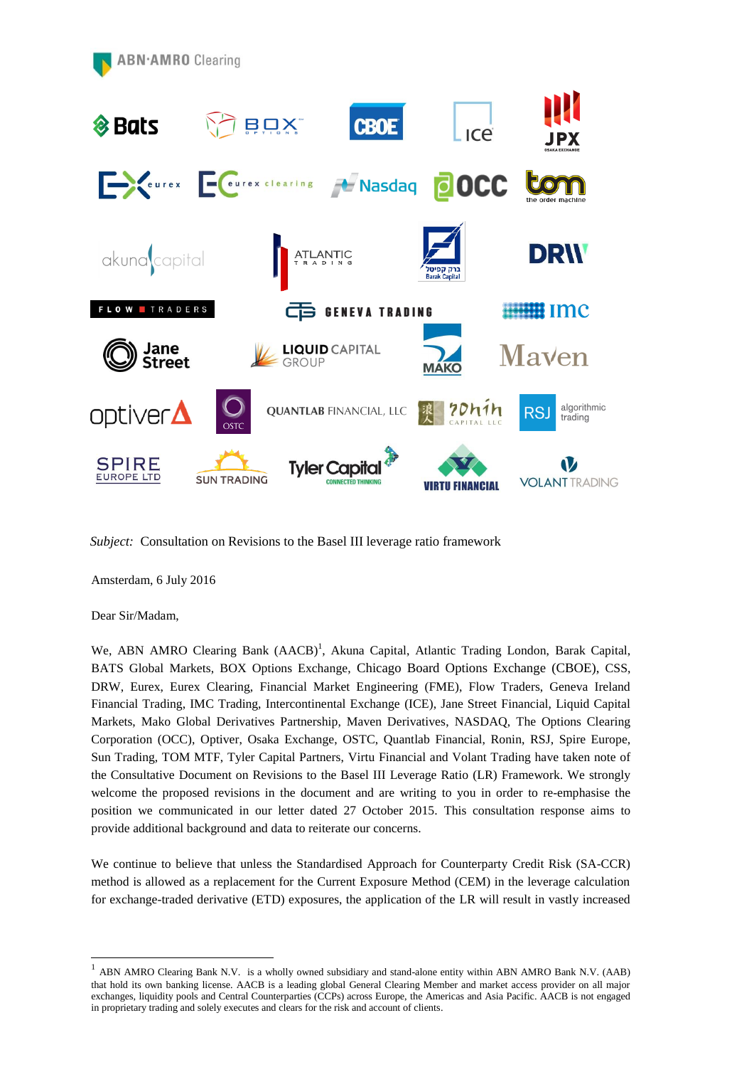*Subject:* Consultation on Revisions to the Basel III leverage ratio framework

Amsterdam, 6 July 2016

Dear Sir/Madam,

We, ABN AMRO Clearing Bank (AACB)[1], Akuna Capital, Atlantic Trading London, Barak Capital, BATS Global Markets, BOX Options Exchange, Chicago Board Options Exchange (CBOE), CSS, DRW, Eurex, Eurex Clearing, Financial Market Engineering (FME), Flow Traders, Geneva Ireland Financial Trading, IMC Trading, Intercontinental Exchange (ICE), Jane Street Financial, Liquid Capital Markets, Mako Global Derivatives Partnership, Maven Derivatives, NASDAQ, The Options Clearing Corporation (OCC), Optiver, Osaka Exchange, OSTC, Quantlab Financial, Ronin, RSJ, Spire Europe, Sun Trading, TOM MTF, Tyler Capital Partners, Virtu Financial and Volant Trading have taken note of the Consultative Document on Revisions to the Basel III Leverage Ratio (LR) Framework. We strongly welcome the proposed revisions in the document and are writing to you in order to re-emphasise the position we communicated in our letter dated 27 October 2015. This consultation response aims to provide additional background and data to reiterate our concerns.

We continue to believe that unless the Standardised Approach for Counterparty Credit Risk (SA-CCR) method is allowed as a replacement for the Current Exposure Method (CEM) in the leverage calculation for exchange-traded derivative (ETD) exposures, the application of the LR will result in vastly increased

---

[1] ABN AMRO Clearing Bank N.V. is a wholly owned subsidiary and stand-alone entity within ABN AMRO Bank N.V. (AAB) that hold its own banking license. AACB is a leading global General Clearing Member and market access provider on all major exchanges, liquidity pools and Central Counterparties (CCPs) across Europe, the Americas and Asia Pacific. AACB is not engaged in proprietary trading and solely executes and clears for the risk and account of clients.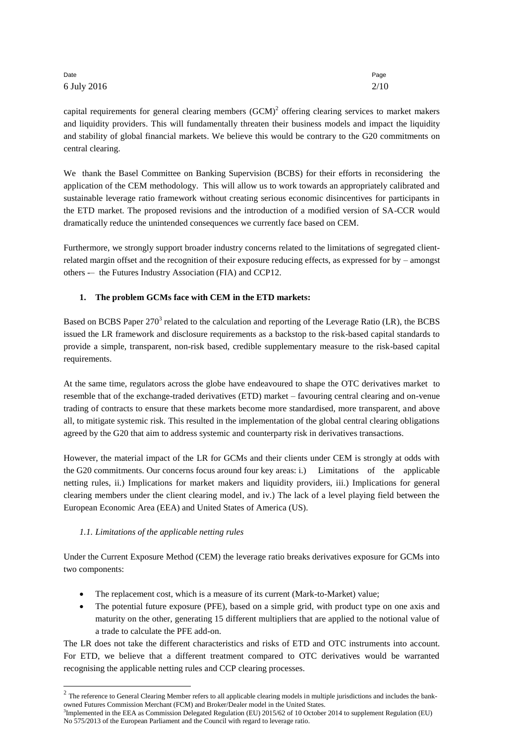capital requirements for general clearing members (GCM)[2] offering clearing services to market makers and liquidity providers. This will fundamentally threaten their business models and impact the liquidity and stability of global financial markets. We believe this would be contrary to the G20 commitments on central clearing.

We thank the Basel Committee on Banking Supervision (BCBS) for their efforts in reconsidering the application of the CEM methodology. This will allow us to work towards an appropriately calibrated and sustainable leverage ratio framework without creating serious economic disincentives for participants in the ETD market. The proposed revisions and the introduction of a modified version of SA-CCR would dramatically reduce the unintended consequences we currently face based on CEM.

Furthermore, we strongly support broader industry concerns related to the limitations of segregated client-related margin offset and the recognition of their exposure reducing effects, as expressed for by – amongst others -– the Futures Industry Association (FIA) and CCP12.

## 1. The problem GCMs face with CEM in the ETD markets:

Based on BCBS Paper 270[3] related to the calculation and reporting of the Leverage Ratio (LR), the BCBS issued the LR framework and disclosure requirements as a backstop to the risk-based capital standards to provide a simple, transparent, non-risk based, credible supplementary measure to the risk-based capital requirements.

At the same time, regulators across the globe have endeavoured to shape the OTC derivatives market to resemble that of the exchange-traded derivatives (ETD) market – favouring central clearing and on-venue trading of contracts to ensure that these markets become more standardised, more transparent, and above all, to mitigate systemic risk. This resulted in the implementation of the global central clearing obligations agreed by the G20 that aim to address systemic and counterparty risk in derivatives transactions.

However, the material impact of the LR for GCMs and their clients under CEM is strongly at odds with the G20 commitments. Our concerns focus around four key areas: i.) Limitations of the applicable netting rules, ii.) Implications for market makers and liquidity providers, iii.) Implications for general clearing members under the client clearing model, and iv.) The lack of a level playing field between the European Economic Area (EEA) and United States of America (US).

### *1.1. Limitations of the applicable netting rules*

Under the Current Exposure Method (CEM) the leverage ratio breaks derivatives exposure for GCMs into two components:

- The replacement cost, which is a measure of its current (Mark-to-Market) value;
- The potential future exposure (PFE), based on a simple grid, with product type on one axis and maturity on the other, generating 15 different multipliers that are applied to the notional value of a trade to calculate the PFE add-on.

The LR does not take the different characteristics and risks of ETD and OTC instruments into account. For ETD, we believe that a different treatment compared to OTC derivatives would be warranted recognising the applicable netting rules and CCP clearing processes.

---

[2] The reference to General Clearing Member refers to all applicable clearing models in multiple jurisdictions and includes the bank-owned Futures Commission Merchant (FCM) and Broker/Dealer model in the United States.

[3] Implemented in the EEA as Commission Delegated Regulation (EU) 2015/62 of 10 October 2014 to supplement Regulation (EU) No 575/2013 of the European Parliament and the Council with regard to leverage ratio.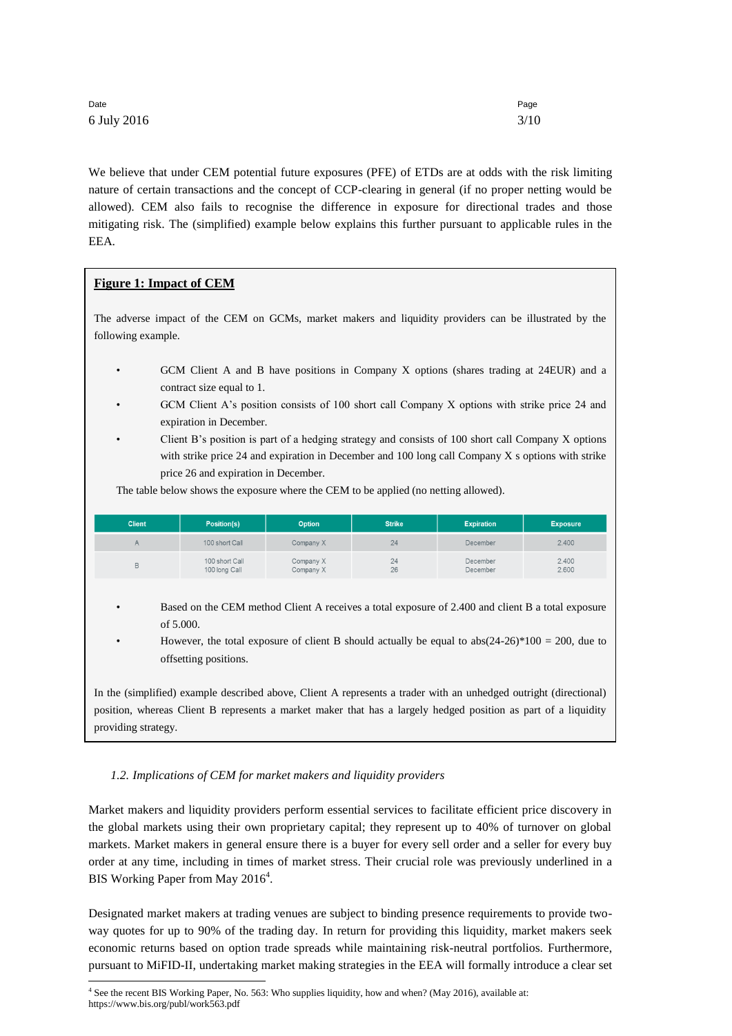We believe that under CEM potential future exposures (PFE) of ETDs are at odds with the risk limiting nature of certain transactions and the concept of CCP-clearing in general (if no proper netting would be allowed). CEM also fails to recognise the difference in exposure for directional trades and those mitigating risk. The (simplified) example below explains this further pursuant to applicable rules in the EEA.

**Figure 1: Impact of CEM**

The adverse impact of the CEM on GCMs, market makers and liquidity providers can be illustrated by the following example.

- GCM Client A and B have positions in Company X options (shares trading at 24EUR) and a contract size equal to 1.
- GCM Client A's position consists of 100 short call Company X options with strike price 24 and expiration in December.
- Client B's position is part of a hedging strategy and consists of 100 short call Company X options with strike price 24 and expiration in December and 100 long call Company X s options with strike price 26 and expiration in December.

The table below shows the exposure where the CEM to be applied (no netting allowed).

| Client | Position(s) | Option | Strike | Expiration | Exposure |
|---|---|---|---|---|---|
| A | 100 short Call | Company X | 24 | December | 2.400 |
| B | 100 short Call<br>100 long Call | Company X<br>Company X | 24<br>26 | December<br>December | 2.400<br>2.600 |

- Based on the CEM method Client A receives a total exposure of 2.400 and client B a total exposure of 5.000.
- However, the total exposure of client B should actually be equal to abs(24-26)*100 = 200, due to offsetting positions.

In the (simplified) example described above, Client A represents a trader with an unhedged outright (directional) position, whereas Client B represents a market maker that has a largely hedged position as part of a liquidity providing strategy.

### *1.2. Implications of CEM for market makers and liquidity providers*

Market makers and liquidity providers perform essential services to facilitate efficient price discovery in the global markets using their own proprietary capital; they represent up to 40% of turnover on global markets. Market makers in general ensure there is a buyer for every sell order and a seller for every buy order at any time, including in times of market stress. Their crucial role was previously underlined in a BIS Working Paper from May 2016[4].

Designated market makers at trading venues are subject to binding presence requirements to provide two-way quotes for up to 90% of the trading day. In return for providing this liquidity, market makers seek economic returns based on option trade spreads while maintaining risk-neutral portfolios. Furthermore, pursuant to MiFID-II, undertaking market making strategies in the EEA will formally introduce a clear set

[4] See the recent BIS Working Paper, No. 563: Who supplies liquidity, how and when? (May 2016), available at: https://www.bis.org/publ/work563.pdf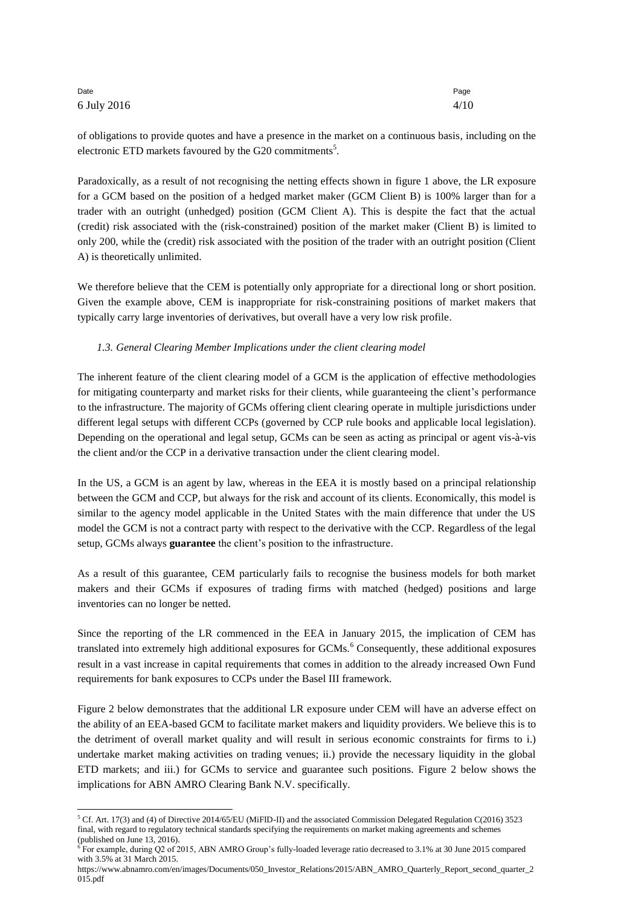of obligations to provide quotes and have a presence in the market on a continuous basis, including on the electronic ETD markets favoured by the G20 commitments[5].

Paradoxically, as a result of not recognising the netting effects shown in figure 1 above, the LR exposure for a GCM based on the position of a hedged market maker (GCM Client B) is 100% larger than for a trader with an outright (unhedged) position (GCM Client A). This is despite the fact that the actual (credit) risk associated with the (risk-constrained) position of the market maker (Client B) is limited to only 200, while the (credit) risk associated with the position of the trader with an outright position (Client A) is theoretically unlimited.

We therefore believe that the CEM is potentially only appropriate for a directional long or short position. Given the example above, CEM is inappropriate for risk-constraining positions of market makers that typically carry large inventories of derivatives, but overall have a very low risk profile.

### *1.3. General Clearing Member Implications under the client clearing model*

The inherent feature of the client clearing model of a GCM is the application of effective methodologies for mitigating counterparty and market risks for their clients, while guaranteeing the client's performance to the infrastructure. The majority of GCMs offering client clearing operate in multiple jurisdictions under different legal setups with different CCPs (governed by CCP rule books and applicable local legislation). Depending on the operational and legal setup, GCMs can be seen as acting as principal or agent vis-à-vis the client and/or the CCP in a derivative transaction under the client clearing model.

In the US, a GCM is an agent by law, whereas in the EEA it is mostly based on a principal relationship between the GCM and CCP, but always for the risk and account of its clients. Economically, this model is similar to the agency model applicable in the United States with the main difference that under the US model the GCM is not a contract party with respect to the derivative with the CCP. Regardless of the legal setup, GCMs always **guarantee** the client's position to the infrastructure.

As a result of this guarantee, CEM particularly fails to recognise the business models for both market makers and their GCMs if exposures of trading firms with matched (hedged) positions and large inventories can no longer be netted.

Since the reporting of the LR commenced in the EEA in January 2015, the implication of CEM has translated into extremely high additional exposures for GCMs.[6] Consequently, these additional exposures result in a vast increase in capital requirements that comes in addition to the already increased Own Fund requirements for bank exposures to CCPs under the Basel III framework.

Figure 2 below demonstrates that the additional LR exposure under CEM will have an adverse effect on the ability of an EEA-based GCM to facilitate market makers and liquidity providers. We believe this is to the detriment of overall market quality and will result in serious economic constraints for firms to i.) undertake market making activities on trading venues; ii.) provide the necessary liquidity in the global ETD markets; and iii.) for GCMs to service and guarantee such positions. Figure 2 below shows the implications for ABN AMRO Clearing Bank N.V. specifically.

---

[5] Cf. Art. 17(3) and (4) of Directive 2014/65/EU (MiFID-II) and the associated Commission Delegated Regulation C(2016) 3523 final, with regard to regulatory technical standards specifying the requirements on market making agreements and schemes (published on June 13, 2016).

[6] For example, during Q2 of 2015, ABN AMRO Group's fully-loaded leverage ratio decreased to 3.1% at 30 June 2015 compared with 3.5% at 31 March 2015. https://www.abnamro.com/en/images/Documents/050_Investor_Relations/2015/ABN_AMRO_Quarterly_Report_second_quarter_2015.pdf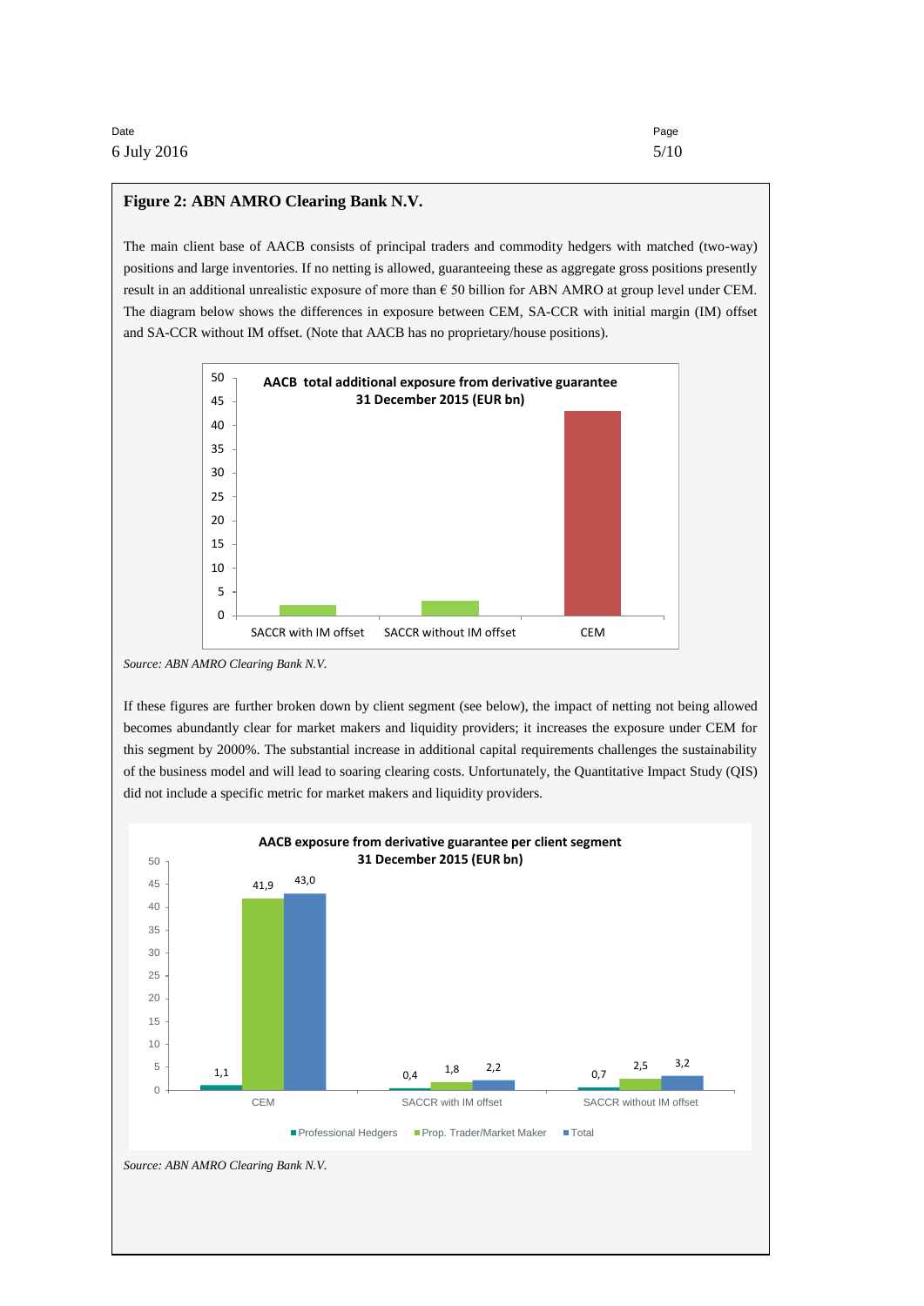**Figure 2: ABN AMRO Clearing Bank N.V.**

The main client base of AACB consists of principal traders and commodity hedgers with matched (two-way) positions and large inventories. If no netting is allowed, guaranteeing these as aggregate gross positions presently result in an additional unrealistic exposure of more than € 50 billion for ABN AMRO at group level under CEM. The diagram below shows the differences in exposure between CEM, SA-CCR with initial margin (IM) offset and SA-CCR without IM offset. (Note that AACB has no proprietary/house positions).

**AACB total additional exposure from derivative guarantee 31 December 2015 (EUR bn)**

| | SACCR with IM offset | SACCR without IM offset | CEM |
|---|---|---|---|
| Exposure (EUR bn) | ~2.2 | ~3.2 | ~43 |

*Source: ABN AMRO Clearing Bank N.V.*

If these figures are further broken down by client segment (see below), the impact of netting not being allowed becomes abundantly clear for market makers and liquidity providers; it increases the exposure under CEM for this segment by 2000%. The substantial increase in additional capital requirements challenges the sustainability of the business model and will lead to soaring clearing costs. Unfortunately, the Quantitative Impact Study (QIS) did not include a specific metric for market makers and liquidity providers.

**AACB exposure from derivative guarantee per client segment 31 December 2015 (EUR bn)**

| | Professional Hedgers | Prop. Trader/Market Maker | Total |
|---|---|---|---|
| CEM | 1,1 | 41,9 | 43,0 |
| SACCR with IM offset | 0,4 | 1,8 | 2,2 |
| SACCR without IM offset | 0,7 | 2,5 | 3,2 |

*Source: ABN AMRO Clearing Bank N.V.*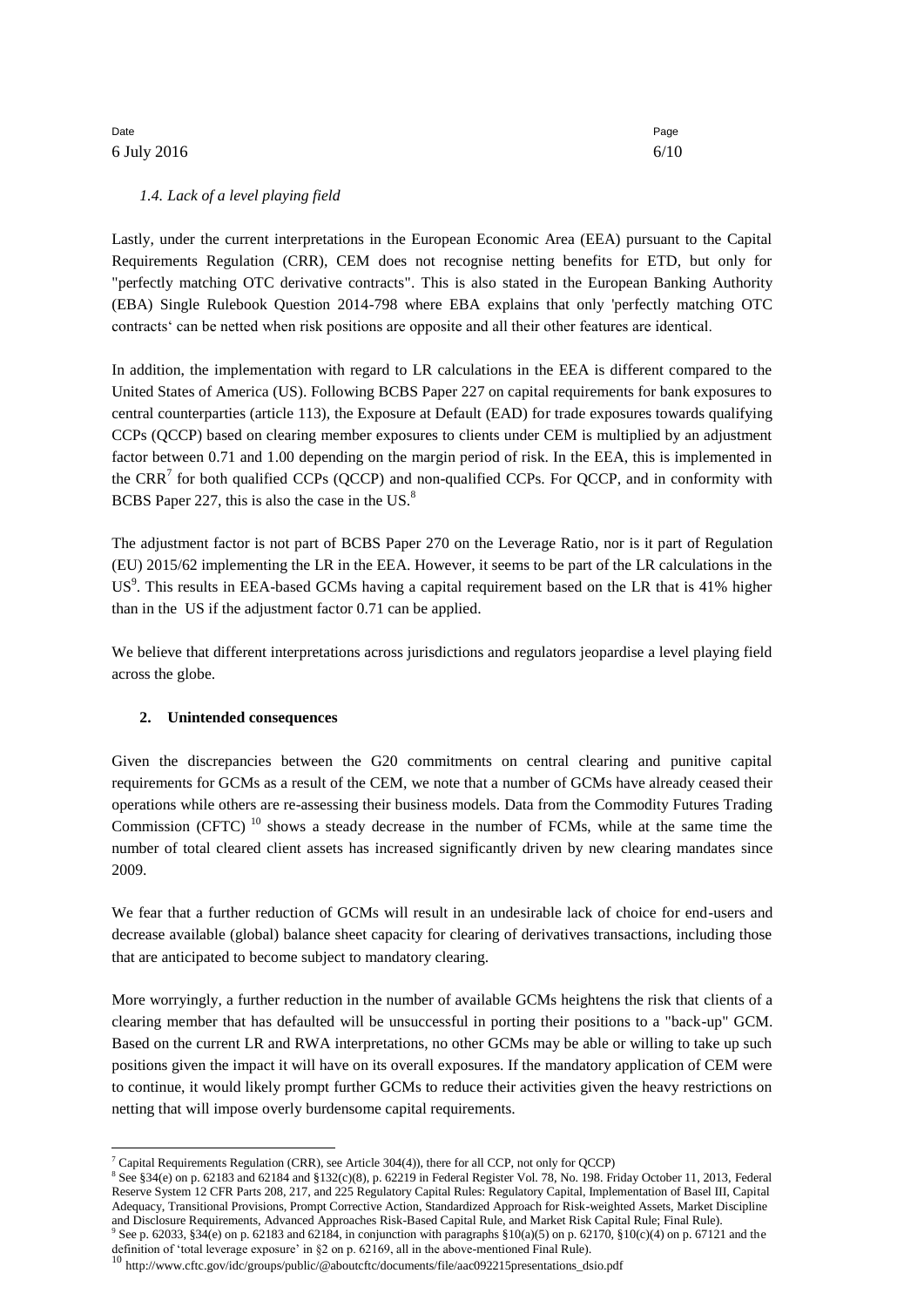*1.4. Lack of a level playing field*

Lastly, under the current interpretations in the European Economic Area (EEA) pursuant to the Capital Requirements Regulation (CRR), CEM does not recognise netting benefits for ETD, but only for "perfectly matching OTC derivative contracts". This is also stated in the European Banking Authority (EBA) Single Rulebook Question 2014-798 where EBA explains that only 'perfectly matching OTC contracts' can be netted when risk positions are opposite and all their other features are identical.

In addition, the implementation with regard to LR calculations in the EEA is different compared to the United States of America (US). Following BCBS Paper 227 on capital requirements for bank exposures to central counterparties (article 113), the Exposure at Default (EAD) for trade exposures towards qualifying CCPs (QCCP) based on clearing member exposures to clients under CEM is multiplied by an adjustment factor between 0.71 and 1.00 depending on the margin period of risk. In the EEA, this is implemented in the CRR[7] for both qualified CCPs (QCCP) and non-qualified CCPs. For QCCP, and in conformity with BCBS Paper 227, this is also the case in the US.[8]

The adjustment factor is not part of BCBS Paper 270 on the Leverage Ratio, nor is it part of Regulation (EU) 2015/62 implementing the LR in the EEA. However, it seems to be part of the LR calculations in the US[9]. This results in EEA-based GCMs having a capital requirement based on the LR that is 41% higher than in the US if the adjustment factor 0.71 can be applied.

We believe that different interpretations across jurisdictions and regulators jeopardise a level playing field across the globe.

## 2. Unintended consequences

Given the discrepancies between the G20 commitments on central clearing and punitive capital requirements for GCMs as a result of the CEM, we note that a number of GCMs have already ceased their operations while others are re-assessing their business models. Data from the Commodity Futures Trading Commission (CFTC) [10] shows a steady decrease in the number of FCMs, while at the same time the number of total cleared client assets has increased significantly driven by new clearing mandates since 2009.

We fear that a further reduction of GCMs will result in an undesirable lack of choice for end-users and decrease available (global) balance sheet capacity for clearing of derivatives transactions, including those that are anticipated to become subject to mandatory clearing.

More worryingly, a further reduction in the number of available GCMs heightens the risk that clients of a clearing member that has defaulted will be unsuccessful in porting their positions to a "back-up" GCM. Based on the current LR and RWA interpretations, no other GCMs may be able or willing to take up such positions given the impact it will have on its overall exposures. If the mandatory application of CEM were to continue, it would likely prompt further GCMs to reduce their activities given the heavy restrictions on netting that will impose overly burdensome capital requirements.

---

[7] Capital Requirements Regulation (CRR), see Article 304(4)), there for all CCP, not only for QCCP)

[8] See §34(e) on p. 62183 and 62184 and §132(c)(8), p. 62219 in Federal Register Vol. 78, No. 198. Friday October 11, 2013, Federal Reserve System 12 CFR Parts 208, 217, and 225 Regulatory Capital Rules: Regulatory Capital, Implementation of Basel III, Capital Adequacy, Transitional Provisions, Prompt Corrective Action, Standardized Approach for Risk-weighted Assets, Market Discipline and Disclosure Requirements, Advanced Approaches Risk-Based Capital Rule, and Market Risk Capital Rule; Final Rule).

[9] See p. 62033, §34(e) on p. 62183 and 62184, in conjunction with paragraphs §10(a)(5) on p. 62170, §10(c)(4) on p. 67121 and the definition of 'total leverage exposure' in §2 on p. 62169, all in the above-mentioned Final Rule).

[10] http://www.cftc.gov/idc/groups/public/@aboutcftc/documents/file/aac092215presentations_dsio.pdf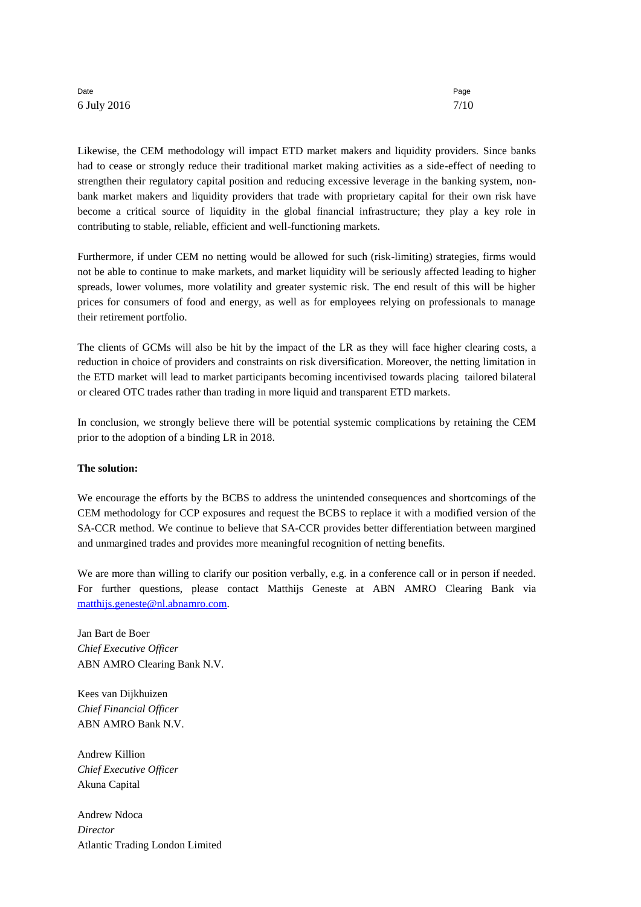Likewise, the CEM methodology will impact ETD market makers and liquidity providers. Since banks had to cease or strongly reduce their traditional market making activities as a side-effect of needing to strengthen their regulatory capital position and reducing excessive leverage in the banking system, non-bank market makers and liquidity providers that trade with proprietary capital for their own risk have become a critical source of liquidity in the global financial infrastructure; they play a key role in contributing to stable, reliable, efficient and well-functioning markets.

Furthermore, if under CEM no netting would be allowed for such (risk-limiting) strategies, firms would not be able to continue to make markets, and market liquidity will be seriously affected leading to higher spreads, lower volumes, more volatility and greater systemic risk. The end result of this will be higher prices for consumers of food and energy, as well as for employees relying on professionals to manage their retirement portfolio.

The clients of GCMs will also be hit by the impact of the LR as they will face higher clearing costs, a reduction in choice of providers and constraints on risk diversification. Moreover, the netting limitation in the ETD market will lead to market participants becoming incentivised towards placing tailored bilateral or cleared OTC trades rather than trading in more liquid and transparent ETD markets.

In conclusion, we strongly believe there will be potential systemic complications by retaining the CEM prior to the adoption of a binding LR in 2018.

**The solution:**

We encourage the efforts by the BCBS to address the unintended consequences and shortcomings of the CEM methodology for CCP exposures and request the BCBS to replace it with a modified version of the SA-CCR method. We continue to believe that SA-CCR provides better differentiation between margined and unmargined trades and provides more meaningful recognition of netting benefits.

We are more than willing to clarify our position verbally, e.g. in a conference call or in person if needed. For further questions, please contact Matthijs Geneste at ABN AMRO Clearing Bank via matthijs.geneste@nl.abnamro.com.

Jan Bart de Boer
*Chief Executive Officer*
ABN AMRO Clearing Bank N.V.

Kees van Dijkhuizen
*Chief Financial Officer*
ABN AMRO Bank N.V.

Andrew Killion
*Chief Executive Officer*
Akuna Capital

Andrew Ndoca
*Director*
Atlantic Trading London Limited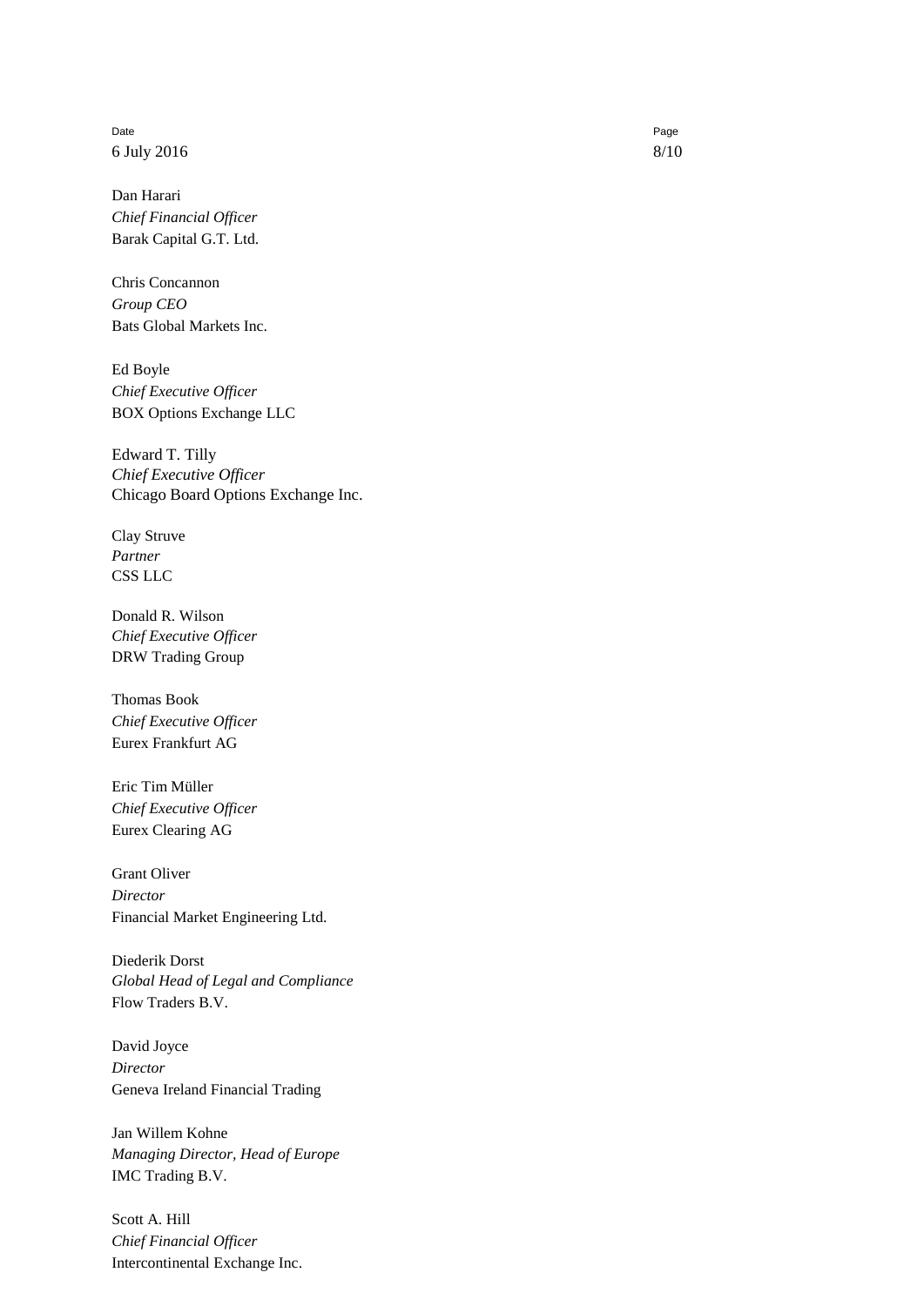Dan Harari
*Chief Financial Officer*
Barak Capital G.T. Ltd.

Chris Concannon
*Group CEO*
Bats Global Markets Inc.

Ed Boyle
*Chief Executive Officer*
BOX Options Exchange LLC

Edward T. Tilly
*Chief Executive Officer*
Chicago Board Options Exchange Inc.

Clay Struve
*Partner*
CSS LLC

Donald R. Wilson
*Chief Executive Officer*
DRW Trading Group

Thomas Book
*Chief Executive Officer*
Eurex Frankfurt AG

Eric Tim Müller
*Chief Executive Officer*
Eurex Clearing AG

Grant Oliver
*Director*
Financial Market Engineering Ltd.

Diederik Dorst
*Global Head of Legal and Compliance*
Flow Traders B.V.

David Joyce
*Director*
Geneva Ireland Financial Trading

Jan Willem Kohne
*Managing Director, Head of Europe*
IMC Trading B.V.

Scott A. Hill
*Chief Financial Officer*
Intercontinental Exchange Inc.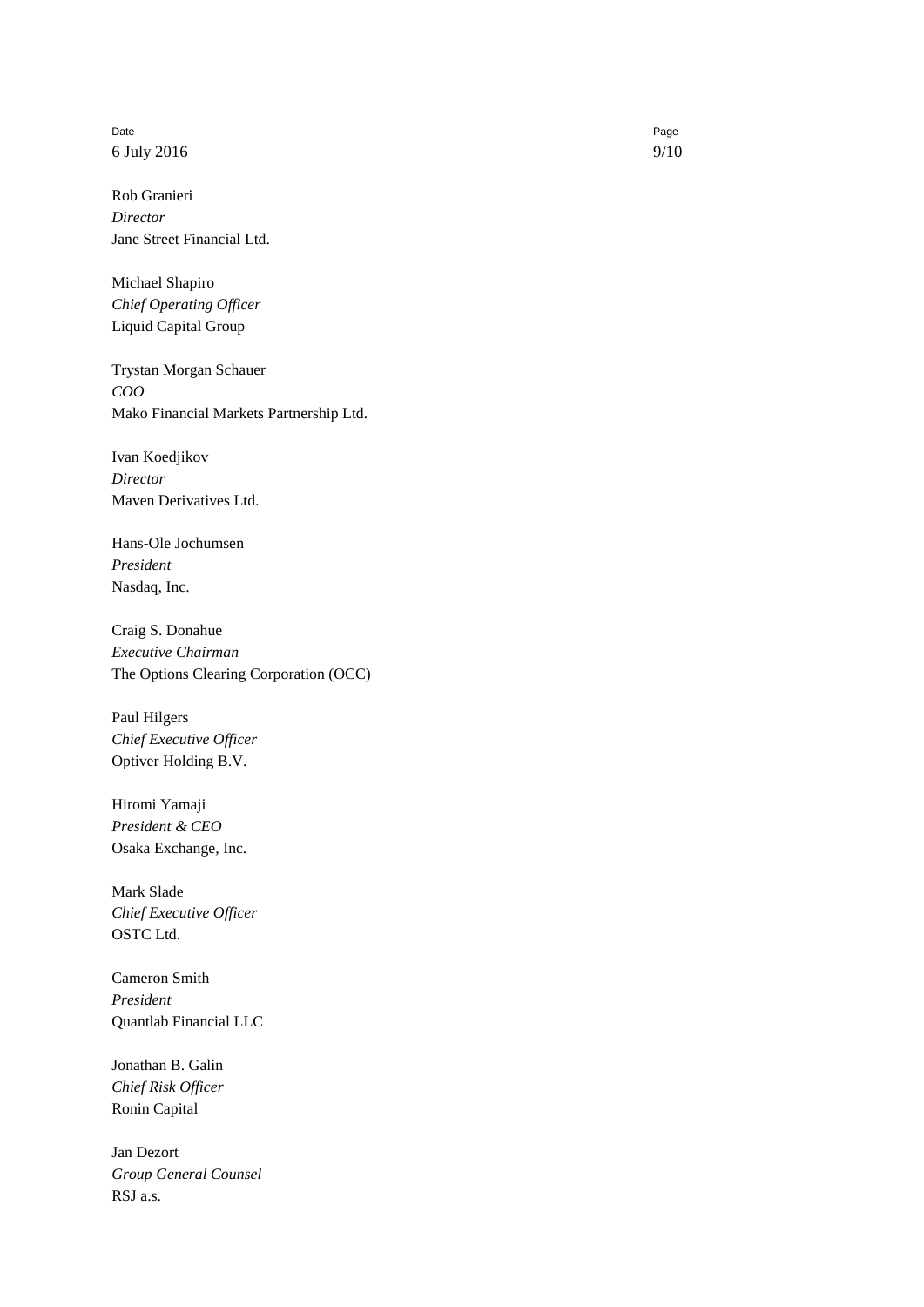Rob Granieri
*Director*
Jane Street Financial Ltd.

Michael Shapiro
*Chief Operating Officer*
Liquid Capital Group

Trystan Morgan Schauer
*COO*
Mako Financial Markets Partnership Ltd.

Ivan Koedjikov
*Director*
Maven Derivatives Ltd.

Hans-Ole Jochumsen
*President*
Nasdaq, Inc.

Craig S. Donahue
*Executive Chairman*
The Options Clearing Corporation (OCC)

Paul Hilgers
*Chief Executive Officer*
Optiver Holding B.V.

Hiromi Yamaji
*President & CEO*
Osaka Exchange, Inc.

Mark Slade
*Chief Executive Officer*
OSTC Ltd.

Cameron Smith
*President*
Quantlab Financial LLC

Jonathan B. Galin
*Chief Risk Officer*
Ronin Capital

Jan Dezort
*Group General Counsel*
RSJ a.s.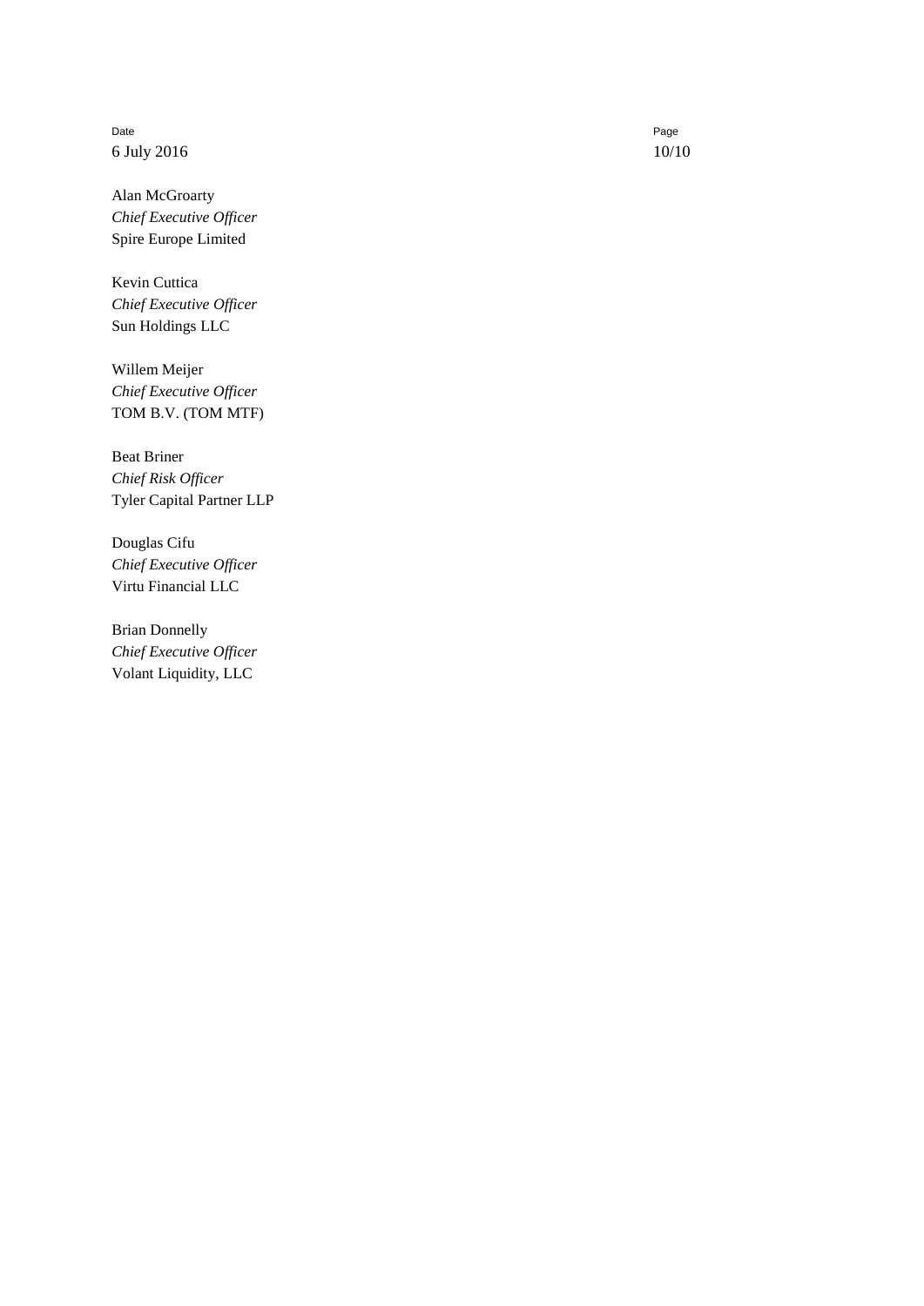Alan McGroarty
*Chief Executive Officer*
Spire Europe Limited

Kevin Cuttica
*Chief Executive Officer*
Sun Holdings LLC

Willem Meijer
*Chief Executive Officer*
TOM B.V. (TOM MTF)

Beat Briner
*Chief Risk Officer*
Tyler Capital Partner LLP

Douglas Cifu
*Chief Executive Officer*
Virtu Financial LLC

Brian Donnelly
*Chief Executive Officer*
Volant Liquidity, LLC